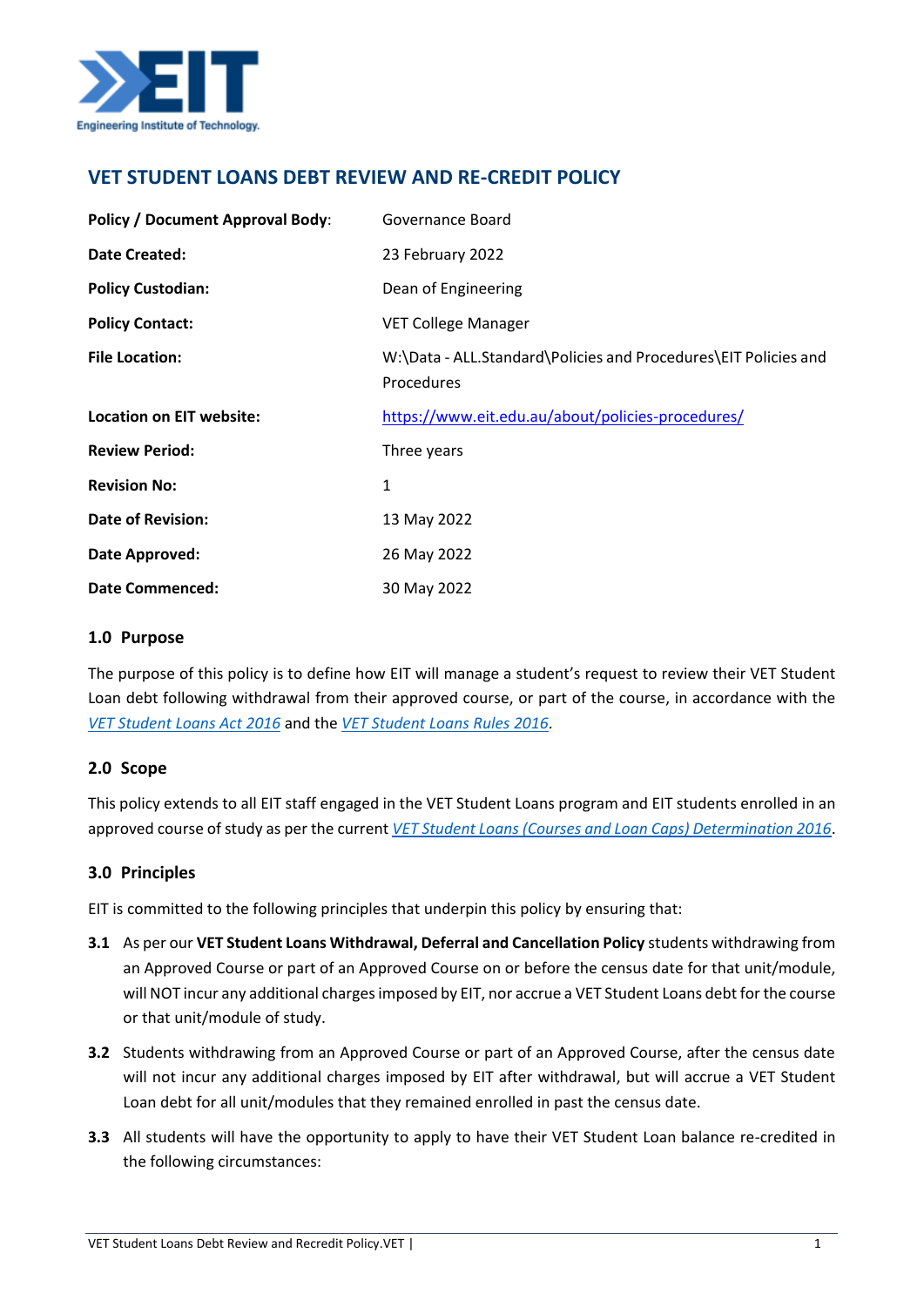# VET STUDENT LOANS DEBT REVIEW AND RE-CREDIT POLICY

| | |
|---|---|
| **Policy / Document Approval Body**: | Governance Board |
| **Date Created:** | 23 February 2022 |
| **Policy Custodian:** | Dean of Engineering |
| **Policy Contact:** | VET College Manager |
| **File Location:** | W:\Data - ALL.Standard\Policies and Procedures\EIT Policies and Procedures |
| **Location on EIT website:** | https://www.eit.edu.au/about/policies-procedures/ |
| **Review Period:** | Three years |
| **Revision No:** | 1 |
| **Date of Revision:** | 13 May 2022 |
| **Date Approved:** | 26 May 2022 |
| **Date Commenced:** | 30 May 2022 |

## 1.0 Purpose

The purpose of this policy is to define how EIT will manage a student's request to review their VET Student Loan debt following withdrawal from their approved course, or part of the course, in accordance with the *VET Student Loans Act 2016* and the *VET Student Loans Rules 2016*.

## 2.0 Scope

This policy extends to all EIT staff engaged in the VET Student Loans program and EIT students enrolled in an approved course of study as per the current *VET Student Loans (Courses and Loan Caps) Determination 2016*.

## 3.0 Principles

EIT is committed to the following principles that underpin this policy by ensuring that:

**3.1** As per our **VET Student Loans Withdrawal, Deferral and Cancellation Policy** students withdrawing from an Approved Course or part of an Approved Course on or before the census date for that unit/module, will NOT incur any additional charges imposed by EIT, nor accrue a VET Student Loans debt for the course or that unit/module of study.

**3.2** Students withdrawing from an Approved Course or part of an Approved Course, after the census date will not incur any additional charges imposed by EIT after withdrawal, but will accrue a VET Student Loan debt for all unit/modules that they remained enrolled in past the census date.

**3.3** All students will have the opportunity to apply to have their VET Student Loan balance re-credited in the following circumstances: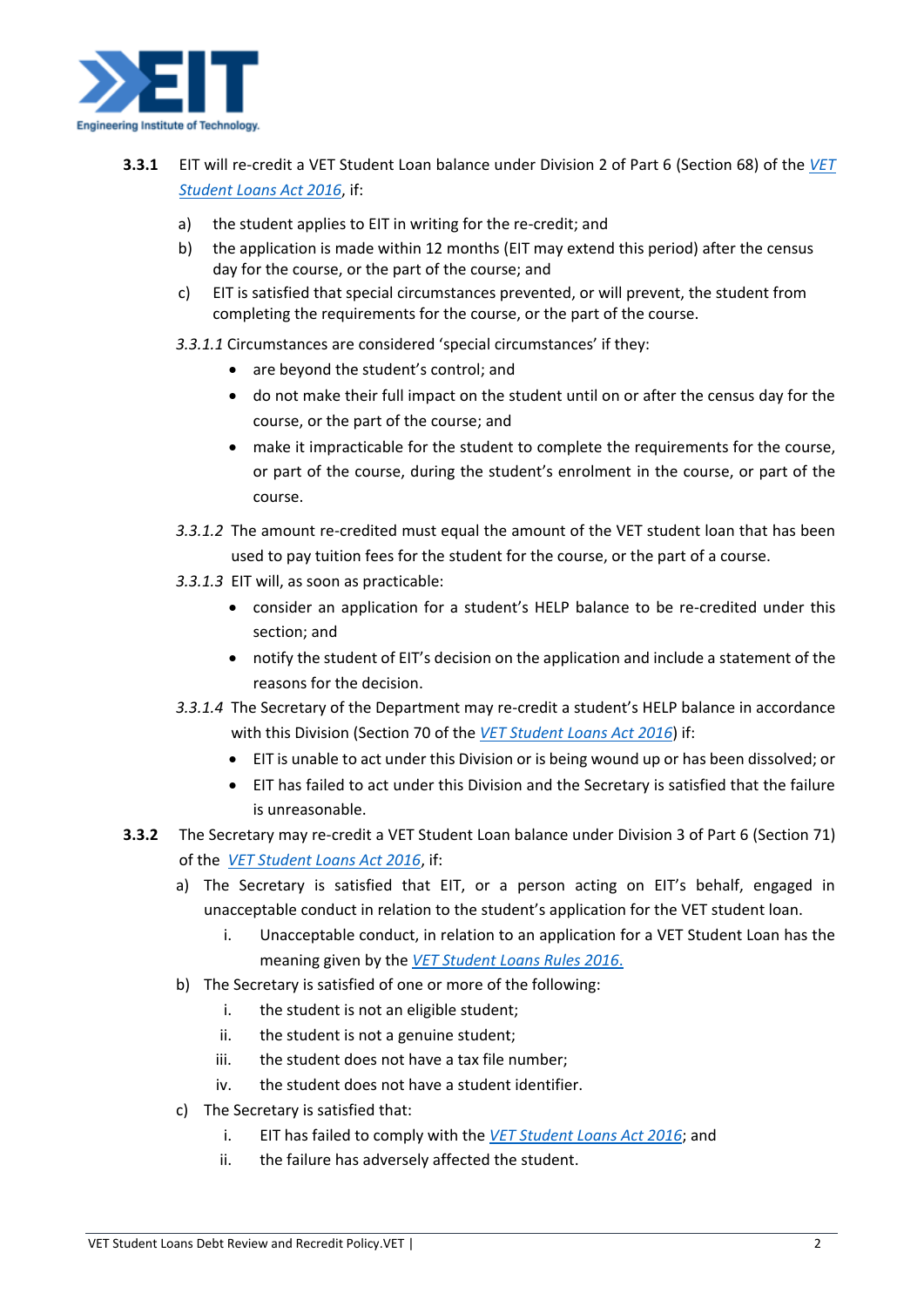**3.3.1** EIT will re-credit a VET Student Loan balance under Division 2 of Part 6 (Section 68) of the *VET Student Loans Act 2016*, if:

a) the student applies to EIT in writing for the re-credit; and

b) the application is made within 12 months (EIT may extend this period) after the census day for the course, or the part of the course; and

c) EIT is satisfied that special circumstances prevented, or will prevent, the student from completing the requirements for the course, or the part of the course.

*3.3.1.1* Circumstances are considered 'special circumstances' if they:

- are beyond the student's control; and
- do not make their full impact on the student until on or after the census day for the course, or the part of the course; and
- make it impracticable for the student to complete the requirements for the course, or part of the course, during the student's enrolment in the course, or part of the course.

*3.3.1.2* The amount re-credited must equal the amount of the VET student loan that has been used to pay tuition fees for the student for the course, or the part of a course.

*3.3.1.3* EIT will, as soon as practicable:

- consider an application for a student's HELP balance to be re-credited under this section; and
- notify the student of EIT's decision on the application and include a statement of the reasons for the decision.

*3.3.1.4* The Secretary of the Department may re-credit a student's HELP balance in accordance with this Division (Section 70 of the *VET Student Loans Act 2016*) if:

- EIT is unable to act under this Division or is being wound up or has been dissolved; or
- EIT has failed to act under this Division and the Secretary is satisfied that the failure is unreasonable.

**3.3.2** The Secretary may re-credit a VET Student Loan balance under Division 3 of Part 6 (Section 71) of the *VET Student Loans Act 2016*, if:

a) The Secretary is satisfied that EIT, or a person acting on EIT's behalf, engaged in unacceptable conduct in relation to the student's application for the VET student loan.

   i. Unacceptable conduct, in relation to an application for a VET Student Loan has the meaning given by the *VET Student Loans Rules 2016.*

b) The Secretary is satisfied of one or more of the following:

   i. the student is not an eligible student;
   ii. the student is not a genuine student;
   iii. the student does not have a tax file number;
   iv. the student does not have a student identifier.

c) The Secretary is satisfied that:

   i. EIT has failed to comply with the *VET Student Loans Act 2016*; and
   ii. the failure has adversely affected the student.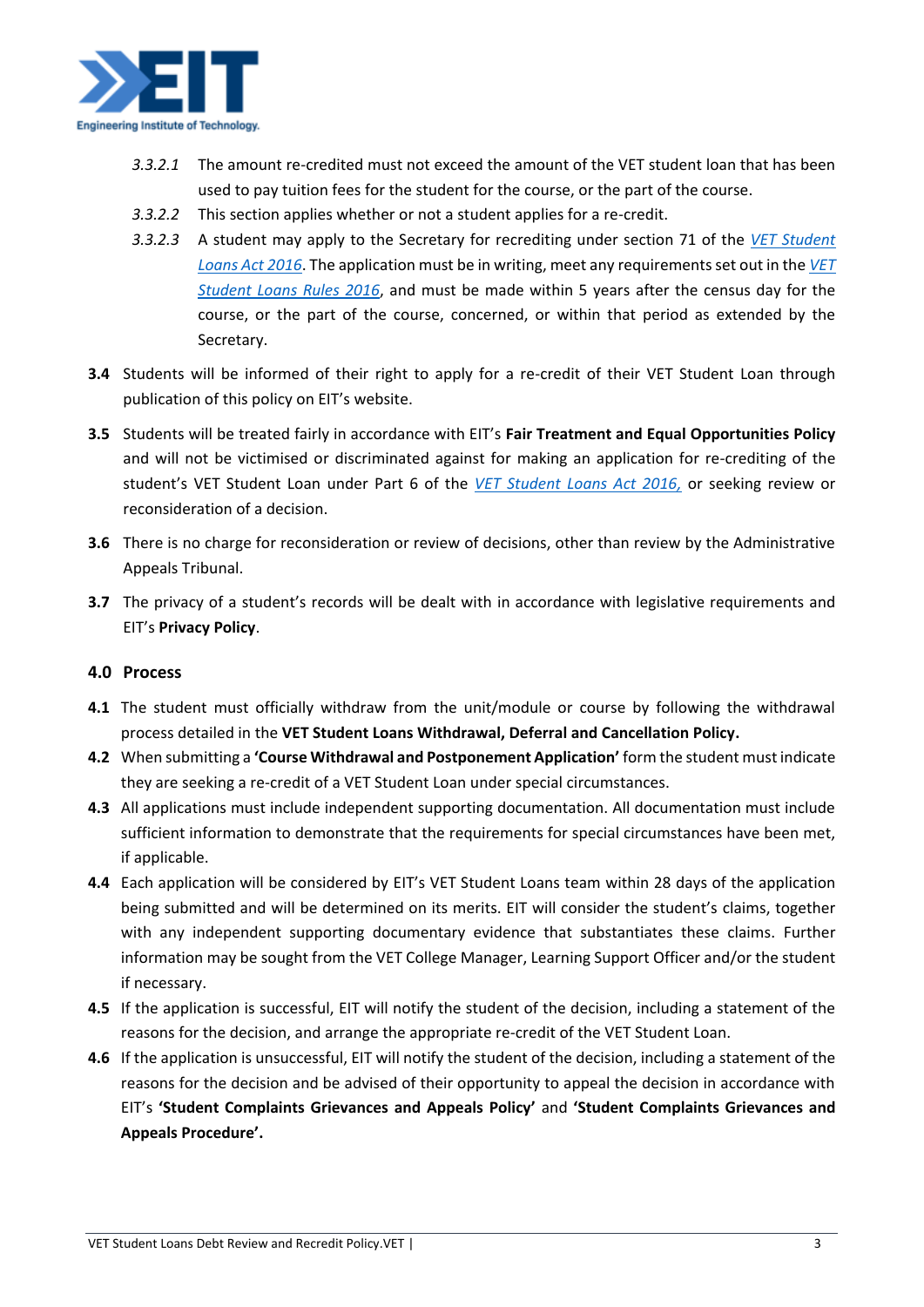*3.3.2.1* The amount re-credited must not exceed the amount of the VET student loan that has been used to pay tuition fees for the student for the course, or the part of the course.

*3.3.2.2* This section applies whether or not a student applies for a re-credit.

*3.3.2.3* A student may apply to the Secretary for recrediting under section 71 of the *VET Student Loans Act 2016*. The application must be in writing, meet any requirements set out in the *VET Student Loans Rules 2016*, and must be made within 5 years after the census day for the course, or the part of the course, concerned, or within that period as extended by the Secretary.

**3.4** Students will be informed of their right to apply for a re-credit of their VET Student Loan through publication of this policy on EIT's website.

**3.5** Students will be treated fairly in accordance with EIT's **Fair Treatment and Equal Opportunities Policy** and will not be victimised or discriminated against for making an application for re-crediting of the student's VET Student Loan under Part 6 of the *VET Student Loans Act 2016,* or seeking review or reconsideration of a decision.

**3.6** There is no charge for reconsideration or review of decisions, other than review by the Administrative Appeals Tribunal.

**3.7** The privacy of a student's records will be dealt with in accordance with legislative requirements and EIT's **Privacy Policy**.

## 4.0 Process

**4.1** The student must officially withdraw from the unit/module or course by following the withdrawal process detailed in the **VET Student Loans Withdrawal, Deferral and Cancellation Policy.**

**4.2** When submitting a **'Course Withdrawal and Postponement Application'** form the student must indicate they are seeking a re-credit of a VET Student Loan under special circumstances.

**4.3** All applications must include independent supporting documentation. All documentation must include sufficient information to demonstrate that the requirements for special circumstances have been met, if applicable.

**4.4** Each application will be considered by EIT's VET Student Loans team within 28 days of the application being submitted and will be determined on its merits. EIT will consider the student's claims, together with any independent supporting documentary evidence that substantiates these claims. Further information may be sought from the VET College Manager, Learning Support Officer and/or the student if necessary.

**4.5** If the application is successful, EIT will notify the student of the decision, including a statement of the reasons for the decision, and arrange the appropriate re-credit of the VET Student Loan.

**4.6** If the application is unsuccessful, EIT will notify the student of the decision, including a statement of the reasons for the decision and be advised of their opportunity to appeal the decision in accordance with EIT's **'Student Complaints Grievances and Appeals Policy'** and **'Student Complaints Grievances and Appeals Procedure'.**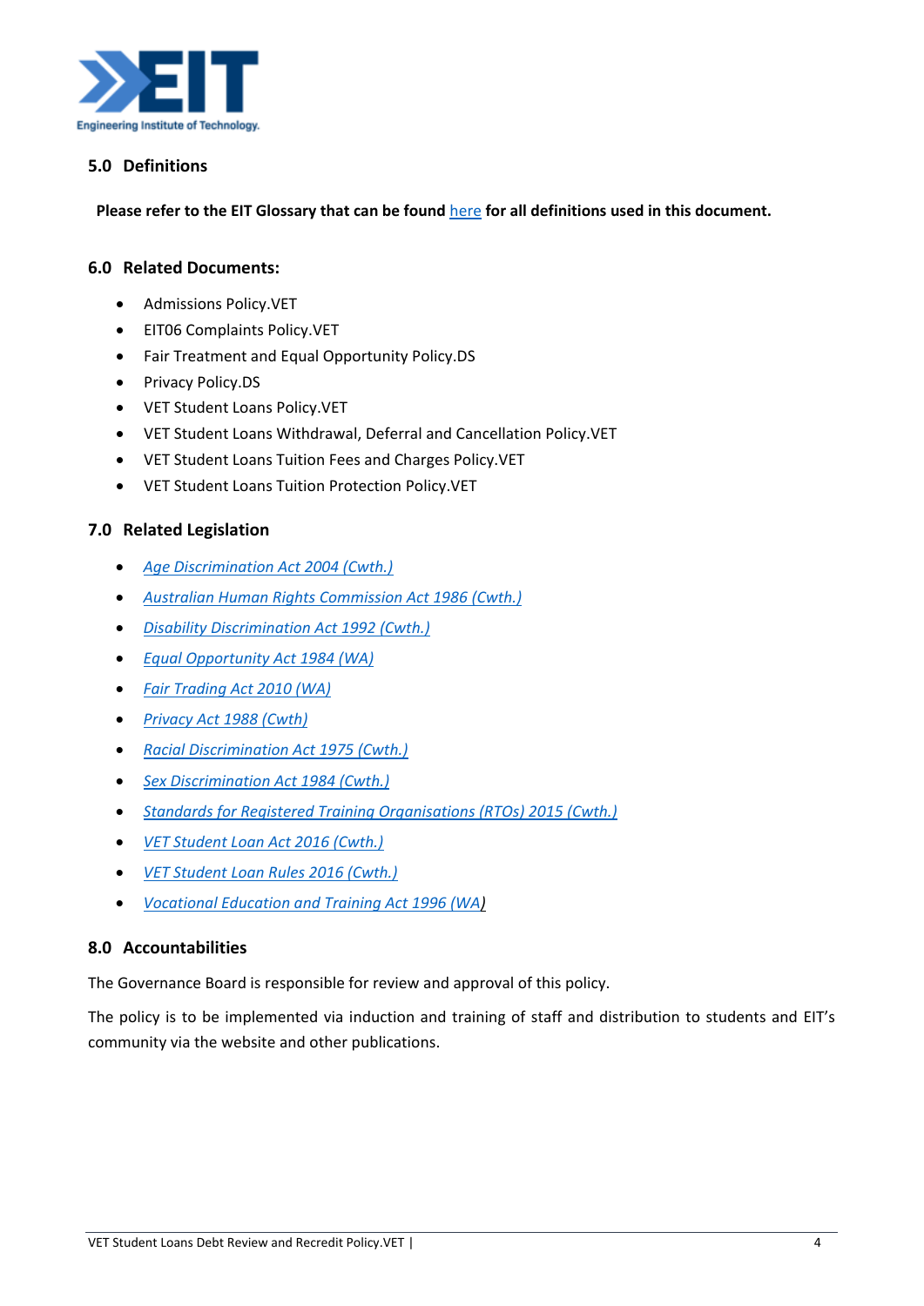## 5.0 Definitions

**Please refer to the EIT Glossary that can be found here for all definitions used in this document.**

## 6.0 Related Documents:

- Admissions Policy.VET
- EIT06 Complaints Policy.VET
- Fair Treatment and Equal Opportunity Policy.DS
- Privacy Policy.DS
- VET Student Loans Policy.VET
- VET Student Loans Withdrawal, Deferral and Cancellation Policy.VET
- VET Student Loans Tuition Fees and Charges Policy.VET
- VET Student Loans Tuition Protection Policy.VET

## 7.0 Related Legislation

- *Age Discrimination Act 2004 (Cwth.)*
- *Australian Human Rights Commission Act 1986 (Cwth.)*
- *Disability Discrimination Act 1992 (Cwth.)*
- *Equal Opportunity Act 1984 (WA)*
- *Fair Trading Act 2010 (WA)*
- *Privacy Act 1988 (Cwth)*
- *Racial Discrimination Act 1975 (Cwth.)*
- *Sex Discrimination Act 1984 (Cwth.)*
- *Standards for Registered Training Organisations (RTOs) 2015 (Cwth.)*
- *VET Student Loan Act 2016 (Cwth.)*
- *VET Student Loan Rules 2016 (Cwth.)*
- *Vocational Education and Training Act 1996 (WA)*

## 8.0 Accountabilities

The Governance Board is responsible for review and approval of this policy.

The policy is to be implemented via induction and training of staff and distribution to students and EIT's community via the website and other publications.